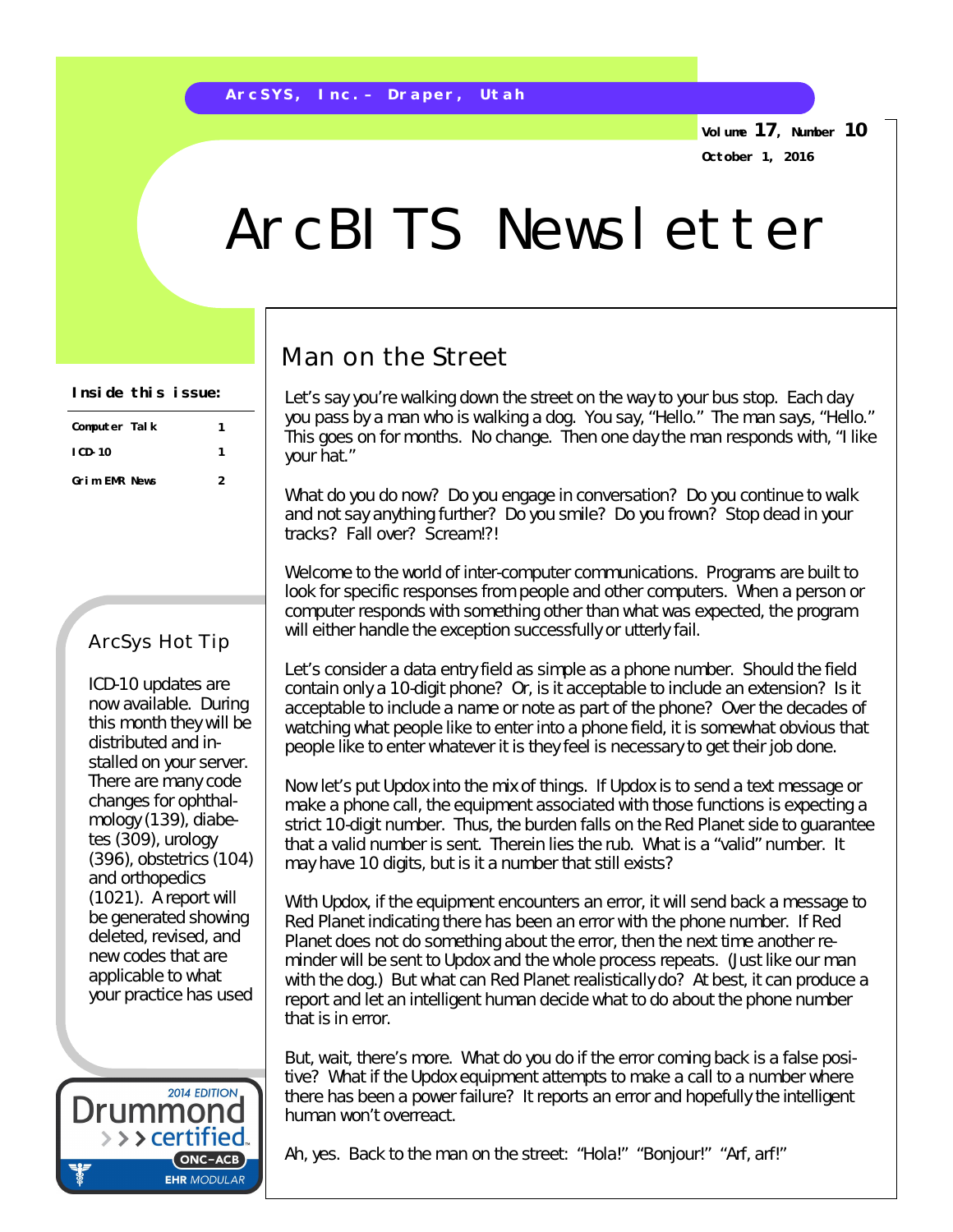ArcSYS, Inc.– Draper, Utah

Volume 17, Number 10

October 1, 2016

# ArcBITS Newsletter

**Inside this issue:**

| | |
|---|---|
| Computer Talk | 1 |
| ICD-10 | 1 |
| Grim EMR News | 2 |

## ArcSys Hot Tip

ICD-10 updates are now available. During this month they will be distributed and installed on your server. There are many code changes for ophthalmology (139), diabetes (309), urology (396), obstetrics (104) and orthopedics (1021). A report will be generated showing deleted, revised, and new codes that are applicable to what your practice has used

2014 EDITION Drummond certified ONC-ACB EHR MODULAR

## Man on the Street

Let's say you're walking down the street on the way to your bus stop. Each day you pass by a man who is walking a dog. You say, "Hello." The man says, "Hello." This goes on for months. No change. Then one day the man responds with, "I like your hat."

What do you do now? Do you engage in conversation? Do you continue to walk and not say anything further? Do you smile? Do you frown? Stop dead in your tracks? Fall over? Scream!?!

Welcome to the world of inter-computer communications. Programs are built to look for specific responses from people and other computers. When a person or computer responds with something other than what was expected, the program will either handle the exception successfully or utterly fail.

Let's consider a data entry field as simple as a phone number. Should the field contain only a 10-digit phone? Or, is it acceptable to include an extension? Is it acceptable to include a name or note as part of the phone? Over the decades of watching what people like to enter into a phone field, it is somewhat obvious that people like to enter whatever it is they feel is necessary to get their job done.

Now let's put Updox into the mix of things. If Updox is to send a text message or make a phone call, the equipment associated with those functions is expecting a strict 10-digit number. Thus, the burden falls on the Red Planet side to guarantee that a valid number is sent. Therein lies the rub. What is a "valid" number. It may have 10 digits, but is it a number that still exists?

With Updox, if the equipment encounters an error, it will send back a message to Red Planet indicating there has been an error with the phone number. If Red Planet does not do something about the error, then the next time another reminder will be sent to Updox and the whole process repeats. (Just like our man with the dog.) But what can Red Planet realistically do? At best, it can produce a report and let an intelligent human decide what to do about the phone number that is in error.

But, wait, there's more. What do you do if the error coming back is a false positive? What if the Updox equipment attempts to make a call to a number where there has been a power failure? It reports an error and hopefully the intelligent human won't overreact.

Ah, yes. Back to the man on the street: "Hola!" "Bonjour!" "Arf, arf!"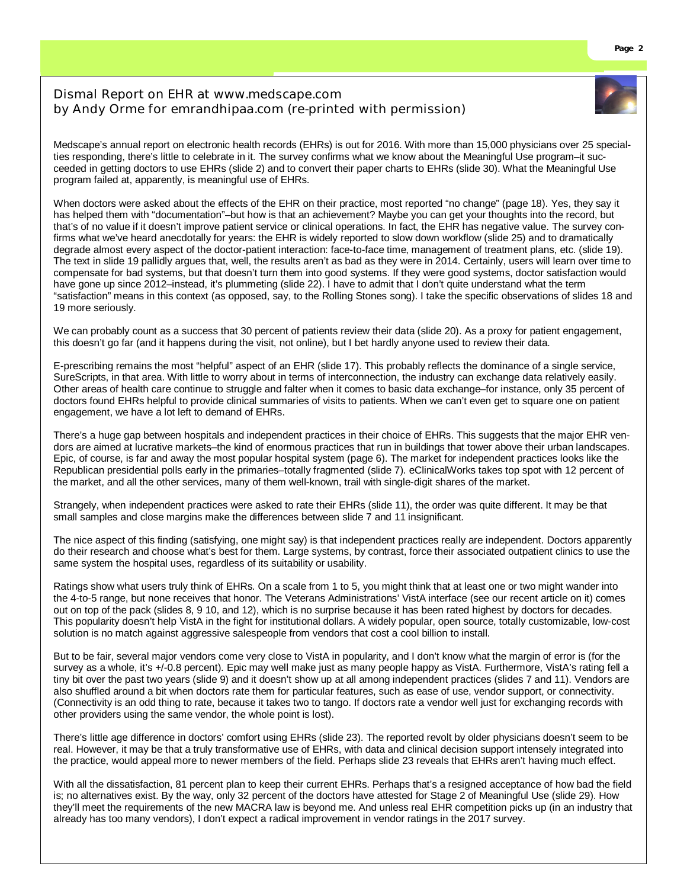## Dismal Report on EHR at www.medscape.com
## by Andy Orme for emrandhipaa.com (re-printed with permission)

Medscape's annual report on electronic health records (EHRs) is out for 2016. With more than 15,000 physicians over 25 specialties responding, there's little to celebrate in it. The survey confirms what we know about the Meaningful Use program–it succeeded in getting doctors to use EHRs (slide 2) and to convert their paper charts to EHRs (slide 30). What the Meaningful Use program failed at, apparently, is meaningful use of EHRs.

When doctors were asked about the effects of the EHR on their practice, most reported "no change" (page 18). Yes, they say it has helped them with "documentation"–but how is that an achievement? Maybe you can get your thoughts into the record, but that's of no value if it doesn't improve patient service or clinical operations. In fact, the EHR has negative value. The survey confirms what we've heard anecdotally for years: the EHR is widely reported to slow down workflow (slide 25) and to dramatically degrade almost every aspect of the doctor-patient interaction: face-to-face time, management of treatment plans, etc. (slide 19). The text in slide 19 pallidly argues that, well, the results aren't as bad as they were in 2014. Certainly, users will learn over time to compensate for bad systems, but that doesn't turn them into good systems. If they were good systems, doctor satisfaction would have gone up since 2012–instead, it's plummeting (slide 22). I have to admit that I don't quite understand what the term "satisfaction" means in this context (as opposed, say, to the Rolling Stones song). I take the specific observations of slides 18 and 19 more seriously.

We can probably count as a success that 30 percent of patients review their data (slide 20). As a proxy for patient engagement, this doesn't go far (and it happens during the visit, not online), but I bet hardly anyone used to review their data.

E-prescribing remains the most "helpful" aspect of an EHR (slide 17). This probably reflects the dominance of a single service, SureScripts, in that area. With little to worry about in terms of interconnection, the industry can exchange data relatively easily. Other areas of health care continue to struggle and falter when it comes to basic data exchange–for instance, only 35 percent of doctors found EHRs helpful to provide clinical summaries of visits to patients. When we can't even get to square one on patient engagement, we have a lot left to demand of EHRs.

There's a huge gap between hospitals and independent practices in their choice of EHRs. This suggests that the major EHR vendors are aimed at lucrative markets–the kind of enormous practices that run in buildings that tower above their urban landscapes. Epic, of course, is far and away the most popular hospital system (page 6). The market for independent practices looks like the Republican presidential polls early in the primaries–totally fragmented (slide 7). eClinicalWorks takes top spot with 12 percent of the market, and all the other services, many of them well-known, trail with single-digit shares of the market.

Strangely, when independent practices were asked to rate their EHRs (slide 11), the order was quite different. It may be that small samples and close margins make the differences between slide 7 and 11 insignificant.

The nice aspect of this finding (satisfying, one might say) is that independent practices really are independent. Doctors apparently do their research and choose what's best for them. Large systems, by contrast, force their associated outpatient clinics to use the same system the hospital uses, regardless of its suitability or usability.

Ratings show what users truly think of EHRs. On a scale from 1 to 5, you might think that at least one or two might wander into the 4-to-5 range, but none receives that honor. The Veterans Administrations' VistA interface (see our recent article on it) comes out on top of the pack (slides 8, 9 10, and 12), which is no surprise because it has been rated highest by doctors for decades. This popularity doesn't help VistA in the fight for institutional dollars. A widely popular, open source, totally customizable, low-cost solution is no match against aggressive salespeople from vendors that cost a cool billion to install.

But to be fair, several major vendors come very close to VistA in popularity, and I don't know what the margin of error is (for the survey as a whole, it's +/-0.8 percent). Epic may well make just as many people happy as VistA. Furthermore, VistA's rating fell a tiny bit over the past two years (slide 9) and it doesn't show up at all among independent practices (slides 7 and 11). Vendors are also shuffled around a bit when doctors rate them for particular features, such as ease of use, vendor support, or connectivity. (Connectivity is an odd thing to rate, because it takes two to tango. If doctors rate a vendor well just for exchanging records with other providers using the same vendor, the whole point is lost).

There's little age difference in doctors' comfort using EHRs (slide 23). The reported revolt by older physicians doesn't seem to be real. However, it may be that a truly transformative use of EHRs, with data and clinical decision support intensely integrated into the practice, would appeal more to newer members of the field. Perhaps slide 23 reveals that EHRs aren't having much effect.

With all the dissatisfaction, 81 percent plan to keep their current EHRs. Perhaps that's a resigned acceptance of how bad the field is; no alternatives exist. By the way, only 32 percent of the doctors have attested for Stage 2 of Meaningful Use (slide 29). How they'll meet the requirements of the new MACRA law is beyond me. And unless real EHR competition picks up (in an industry that already has too many vendors), I don't expect a radical improvement in vendor ratings in the 2017 survey.